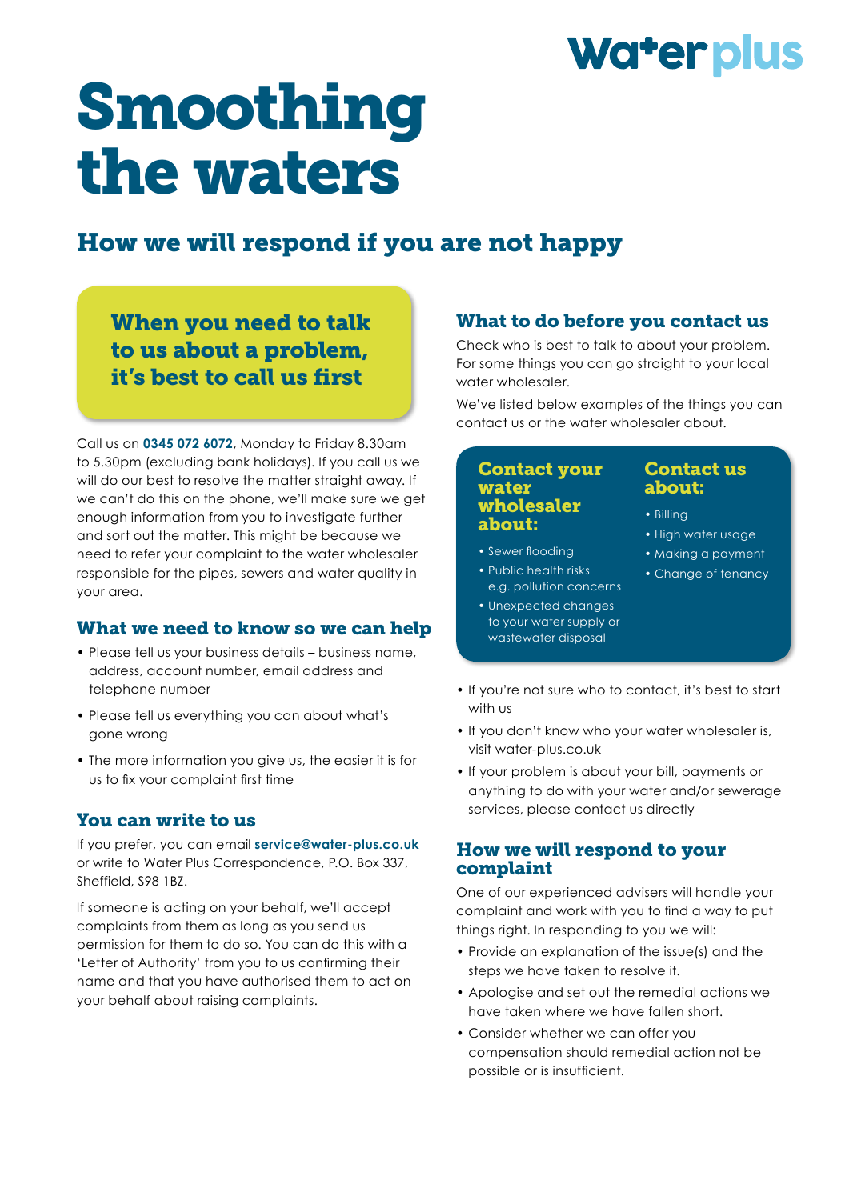Waterplus

# Smoothing the waters

## How we will respond if you are not happy

### When you need to talk to us about a problem, it's best to call us first

Call us on **0345 072 6072**, Monday to Friday 8.30am to 5.30pm (excluding bank holidays). If you call us we will do our best to resolve the matter straight away. If we can't do this on the phone, we'll make sure we get enough information from you to investigate further and sort out the matter. This might be because we need to refer your complaint to the water wholesaler responsible for the pipes, sewers and water quality in your area.

### What we need to know so we can help

- Please tell us your business details – business name, address, account number, email address and telephone number
- Please tell us everything you can about what's gone wrong
- The more information you give us, the easier it is for us to fix your complaint first time

### You can write to us

If you prefer, you can email **service@water-plus.co.uk** or write to Water Plus Correspondence, P.O. Box 337, Sheffield, S98 1BZ.

If someone is acting on your behalf, we'll accept complaints from them as long as you send us permission for them to do so. You can do this with a 'Letter of Authority' from you to us confirming their name and that you have authorised them to act on your behalf about raising complaints.

### What to do before you contact us

Check who is best to talk to about your problem. For some things you can go straight to your local water wholesaler.

We've listed below examples of the things you can contact us or the water wholesaler about.

**Contact your water wholesaler about:**

- Sewer flooding
- Public health risks e.g. pollution concerns
- Unexpected changes to your water supply or wastewater disposal

**Contact us about:**

- Billing
- High water usage
- Making a payment
- Change of tenancy

- If you're not sure who to contact, it's best to start with us
- If you don't know who your water wholesaler is, visit water-plus.co.uk
- If your problem is about your bill, payments or anything to do with your water and/or sewerage services, please contact us directly

### How we will respond to your complaint

One of our experienced advisers will handle your complaint and work with you to find a way to put things right. In responding to you we will:

- Provide an explanation of the issue(s) and the steps we have taken to resolve it.
- Apologise and set out the remedial actions we have taken where we have fallen short.
- Consider whether we can offer you compensation should remedial action not be possible or is insufficient.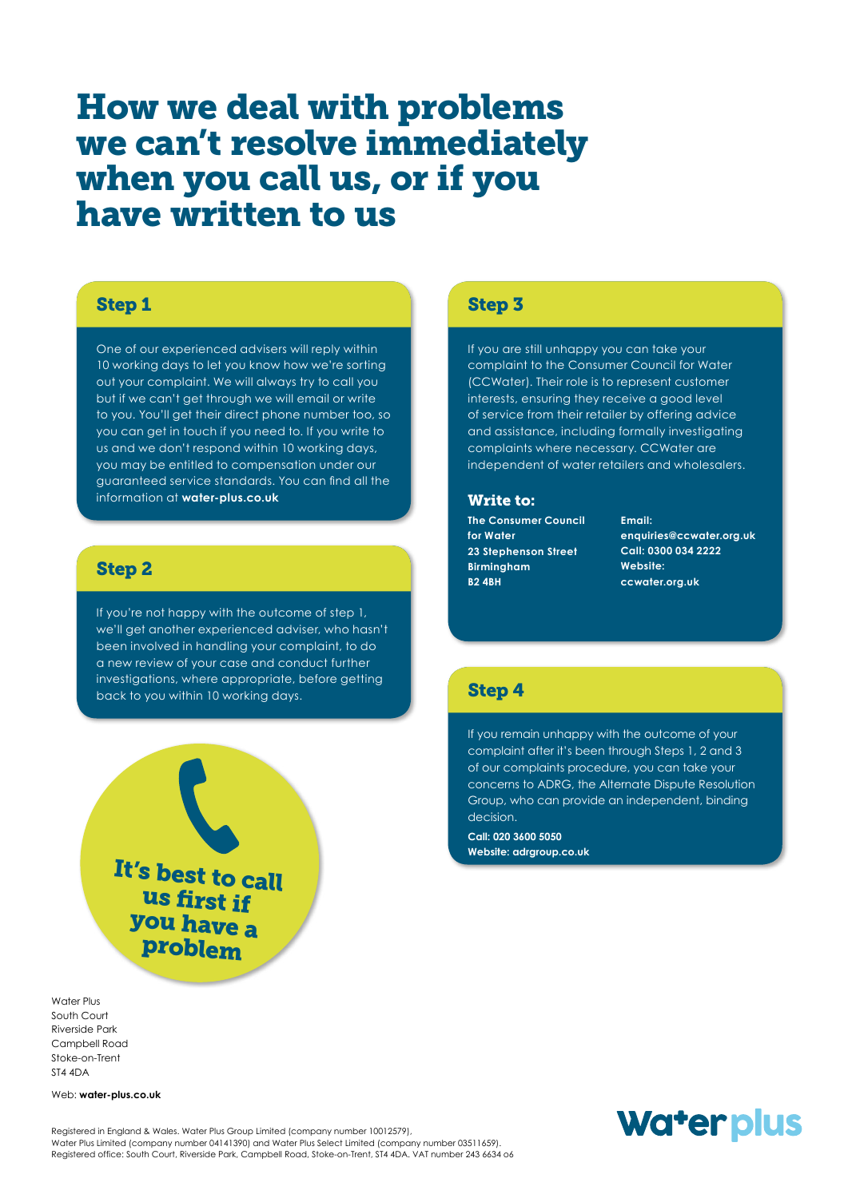# How we deal with problems we can't resolve immediately when you call us, or if you have written to us

## Step 1

One of our experienced advisers will reply within 10 working days to let you know how we're sorting out your complaint. We will always try to call you but if we can't get through we will email or write to you. You'll get their direct phone number too, so you can get in touch if you need to. If you write to us and we don't respond within 10 working days, you may be entitled to compensation under our guaranteed service standards. You can find all the information at **water-plus.co.uk**

## Step 2

If you're not happy with the outcome of step 1, we'll get another experienced adviser, who hasn't been involved in handling your complaint, to do a new review of your case and conduct further investigations, where appropriate, before getting back to you within 10 working days.

It's best to call us first if you have a problem

## Step 3

If you are still unhappy you can take your complaint to the Consumer Council for Water (CCWater). Their role is to represent customer interests, ensuring they receive a good level of service from their retailer by offering advice and assistance, including formally investigating complaints where necessary. CCWater are independent of water retailers and wholesalers.

### Write to:

**The Consumer Council for Water**
**23 Stephenson Street**
**Birmingham**
**B2 4BH**

**Email: enquiries@ccwater.org.uk**
**Call: 0300 034 2222**
**Website: ccwater.org.uk**

## Step 4

If you remain unhappy with the outcome of your complaint after it's been through Steps 1, 2 and 3 of our complaints procedure, you can take your concerns to ADRG, the Alternate Dispute Resolution Group, who can provide an independent, binding decision.

**Call: 020 3600 5050**
**Website: adrgroup.co.uk**

Water Plus
South Court
Riverside Park
Campbell Road
Stoke-on-Trent
ST4 4DA

Web: **water-plus.co.uk**

Registered in England & Wales. Water Plus Group Limited (company number 10012579),
Water Plus Limited (company number 04141390) and Water Plus Select Limited (company number 03511659).
Registered office: South Court, Riverside Park, Campbell Road, Stoke-on-Trent, ST4 4DA. VAT number 243 6634 06

Water plus